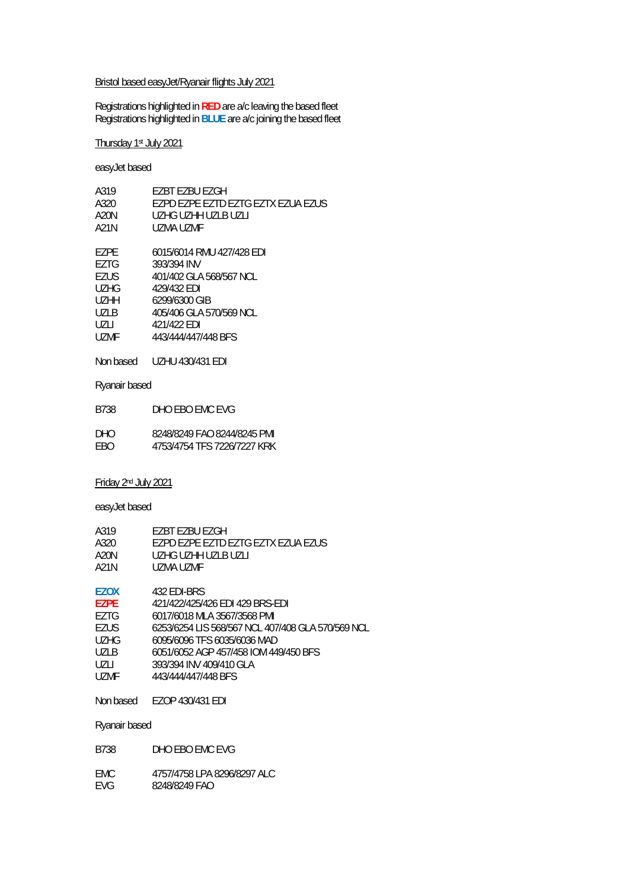<u>Bristol based easyJet/Ryanair flights July 2021</u>

Registrations highlighted in **RED** are a/c leaving the based fleet
Registrations highlighted in **BLUE** are a/c joining the based fleet

<u>Thursday 1st July 2021</u>

easyJet based

| | |
|---|---|
| A319 | EZBT EZBU EZGH |
| A320 | EZPD EZPE EZTD EZTG EZTX EZUA EZUS |
| A20N | UZHG UZHH UZLB UZLI |
| A21N | UZMA UZMF |

| | |
|---|---|
| EZPE | 6015/6014 RMU 427/428 EDI |
| EZTG | 393/394 INV |
| EZUS | 401/402 GLA 568/567 NCL |
| UZHG | 429/432 EDI |
| UZHH | 6299/6300 GIB |
| UZLB | 405/406 GLA 570/569 NCL |
| UZLI | 421/422 EDI |
| UZMF | 443/444/447/448 BFS |

Non based UZHU 430/431 EDI

Ryanair based

| | |
|---|---|
| B738 | DHO EBO EMC EVG |

| | |
|---|---|
| DHO | 8248/8249 FAO 8244/8245 PMI |
| EBO | 4753/4754 TFS 7226/7227 KRK |

<u>Friday 2nd July 2021</u>

easyJet based

| | |
|---|---|
| A319 | EZBT EZBU EZGH |
| A320 | EZPD EZPE EZTD EZTG EZTX EZUA EZUS |
| A20N | UZHG UZHH UZLB UZLI |
| A21N | UZMA UZMF |

| | |
|---|---|
| **EZOX** | 432 EDI-BRS |
| **EZPE** | 421/422/425/426 EDI 429 BRS-EDI |
| EZTG | 6017/6018 MLA 3567/3568 PMI |
| EZUS | 6253/6254 LIS 568/567 NCL 407/408 GLA 570/569 NCL |
| UZHG | 6095/6096 TFS 6035/6036 MAD |
| UZLB | 6051/6052 AGP 457/458 IOM 449/450 BFS |
| UZLI | 393/394 INV 409/410 GLA |
| UZMF | 443/444/447/448 BFS |

Non based EZOP 430/431 EDI

Ryanair based

| | |
|---|---|
| B738 | DHO EBO EMC EVG |

| | |
|---|---|
| EMC | 4757/4758 LPA 8296/8297 ALC |
| EVG | 8248/8249 FAO |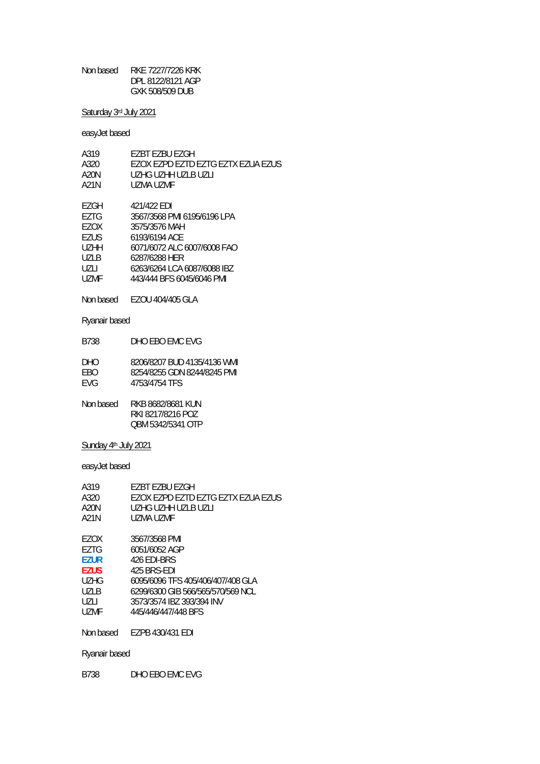| | |
|---|---|
| Non based | RKE 7227/7226 KRK |
| | DPL 8122/8121 AGP |
| | GXK 508/509 DUB |

Saturday 3rd July 2021

easyJet based

| | |
|---|---|
| A319 | EZBT EZBU EZGH |
| A320 | EZOX EZPD EZTD EZTG EZTX EZUA EZUS |
| A20N | UZHG UZHH UZLB UZLI |
| A21N | UZMA UZMF |

| | |
|---|---|
| EZGH | 421/422 EDI |
| EZTG | 3567/3568 PMI 6195/6196 LPA |
| EZOX | 3575/3576 MAH |
| EZUS | 6193/6194 ACE |
| UZHH | 6071/6072 ALC 6007/6008 FAO |
| UZLB | 6287/6288 HER |
| UZLI | 6263/6264 LCA 6087/6088 IBZ |
| UZMF | 443/444 BFS 6045/6046 PMI |

Non based EZOU 404/405 GLA

Ryanair based

| | |
|---|---|
| B738 | DHO EBO EMC EVG |

| | |
|---|---|
| DHO | 8206/8207 BUD 4135/4136 WMI |
| EBO | 8254/8255 GDN 8244/8245 PMI |
| EVG | 4753/4754 TFS |

| | |
|---|---|
| Non based | RKB 8682/8681 KUN |
| | RKI 8217/8216 POZ |
| | QBM 5342/5341 OTP |

Sunday 4th July 2021

easyJet based

| | |
|---|---|
| A319 | EZBT EZBU EZGH |
| A320 | EZOX EZPD EZTD EZTG EZTX EZUA EZUS |
| A20N | UZHG UZHH UZLB UZLI |
| A21N | UZMA UZMF |

| | |
|---|---|
| EZOX | 3567/3568 PMI |
| EZTG | 6051/6052 AGP |
| **EZUR** | 426 EDI-BRS |
| **EZUS** | 425 BRS-EDI |
| UZHG | 6095/6096 TFS 405/406/407/408 GLA |
| UZLB | 6299/6300 GIB 566/565/570/569 NCL |
| UZLI | 3573/3574 IBZ 393/394 INV |
| UZMF | 445/446/447/448 BFS |

Non based EZPB 430/431 EDI

Ryanair based

| | |
|---|---|
| B738 | DHO EBO EMC EVG |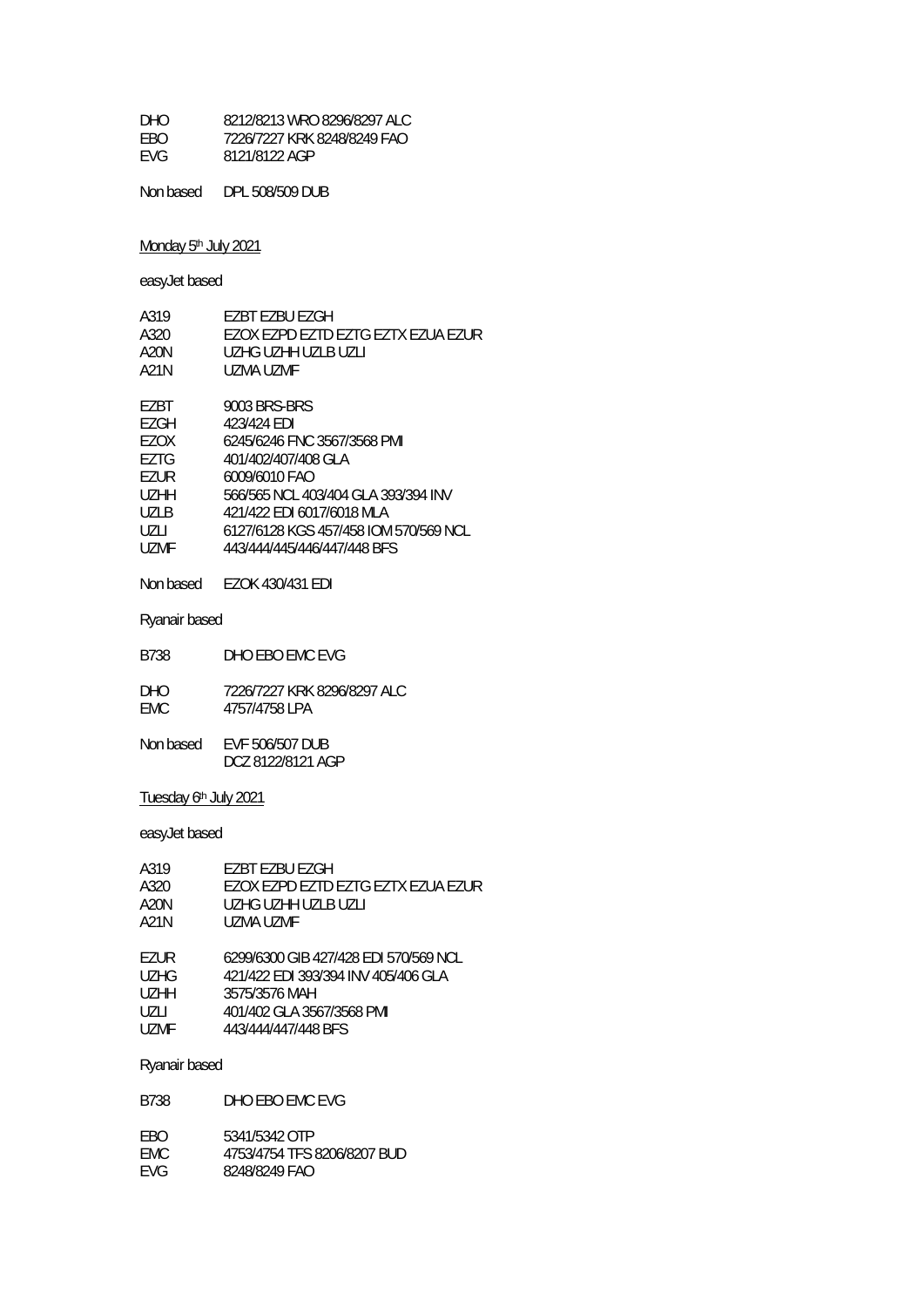DHO 8212/8213 WRO 8296/8297 ALC
EBO 7226/7227 KRK 8248/8249 FAO
EVG 8121/8122 AGP

Non based DPL 508/509 DUB

Monday 5th July 2021

easyJet based

A319 EZBT EZBU EZGH
A320 EZOX EZPD EZTD EZTG EZTX EZUA EZUR
A20N UZHG UZHH UZLB UZLI
A21N UZMA UZMF

EZBT 9003 BRS-BRS
EZGH 423/424 EDI
EZOX 6245/6246 FNC 3567/3568 PMI
EZTG 401/402/407/408 GLA
EZUR 6009/6010 FAO
UZHH 566/565 NCL 403/404 GLA 393/394 INV
UZLB 421/422 EDI 6017/6018 MLA
UZLI 6127/6128 KGS 457/458 IOM 570/569 NCL
UZMF 443/444/445/446/447/448 BFS

Non based EZOK 430/431 EDI

Ryanair based

B738 DHO EBO EMC EVG

DHO 7226/7227 KRK 8296/8297 ALC
EMC 4757/4758 LPA

Non based EVF 506/507 DUB
DCZ 8122/8121 AGP

Tuesday 6th July 2021

easyJet based

A319 EZBT EZBU EZGH
A320 EZOX EZPD EZTD EZTG EZTX EZUA EZUR
A20N UZHG UZHH UZLB UZLI
A21N UZMA UZMF

EZUR 6299/6300 GIB 427/428 EDI 570/569 NCL
UZHG 421/422 EDI 393/394 INV 405/406 GLA
UZHH 3575/3576 MAH
UZLI 401/402 GLA 3567/3568 PMI
UZMF 443/444/447/448 BFS

Ryanair based

B738 DHO EBO EMC EVG

EBO 5341/5342 OTP
EMC 4753/4754 TFS 8206/8207 BUD
EVG 8248/8249 FAO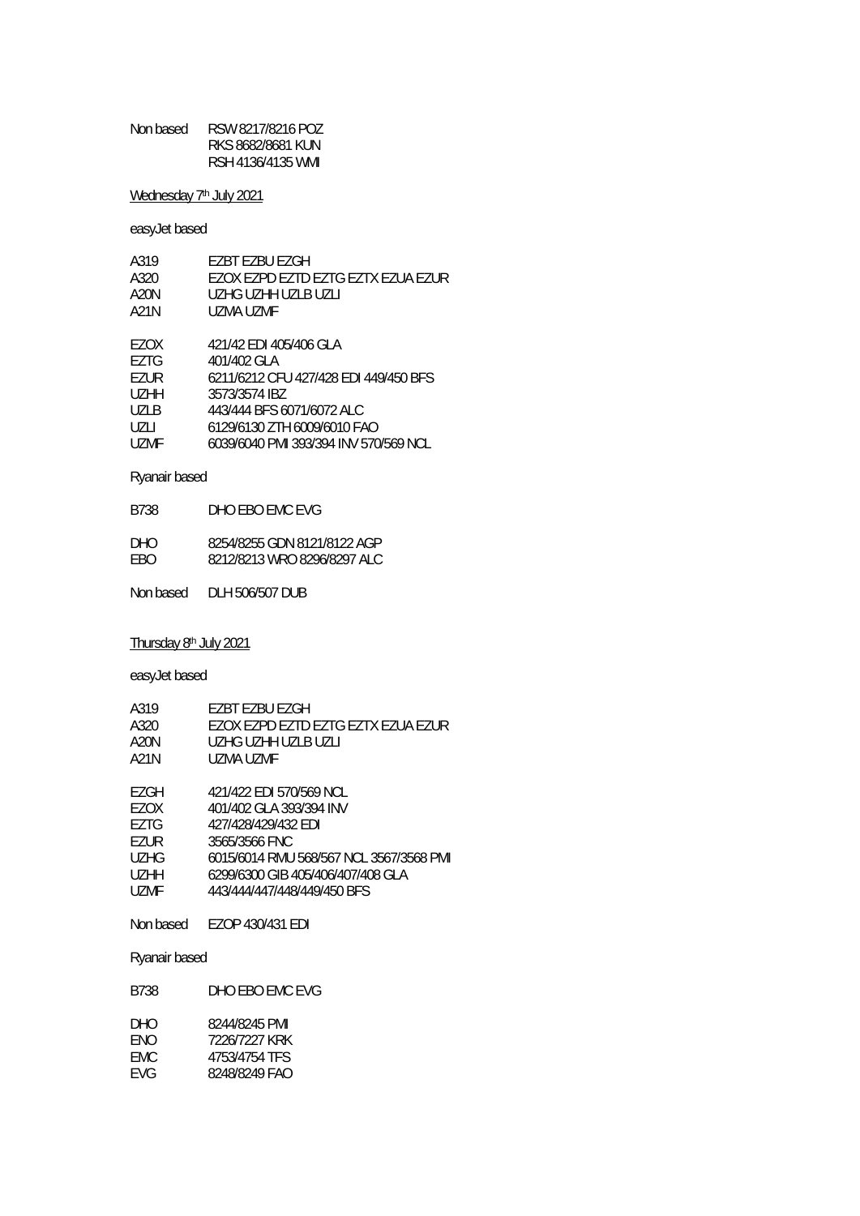Non based RSW 8217/8216 POZ
RKS 8682/8681 KUN
RSH 4136/4135 WMI

Wednesday 7th July 2021

easyJet based

| | |
|---|---|
| A319 | EZBT EZBU EZGH |
| A320 | EZOX EZPD EZTD EZTG EZTX EZUA EZUR |
| A20N | UZHG UZHH UZLB UZLI |
| A21N | UZMA UZMF |

| | |
|---|---|
| EZOX | 421/42 EDI 405/406 GLA |
| EZTG | 401/402 GLA |
| EZUR | 6211/6212 CFU 427/428 EDI 449/450 BFS |
| UZHH | 3573/3574 IBZ |
| UZLB | 443/444 BFS 6071/6072 ALC |
| UZLI | 6129/6130 ZTH 6009/6010 FAO |
| UZMF | 6039/6040 PMI 393/394 INV 570/569 NCL |

Ryanair based

| | |
|---|---|
| B738 | DHO EBO EMC EVG |

| | |
|---|---|
| DHO | 8254/8255 GDN 8121/8122 AGP |
| EBO | 8212/8213 WRO 8296/8297 ALC |

Non based DLH 506/507 DUB

Thursday 8th July 2021

easyJet based

| | |
|---|---|
| A319 | EZBT EZBU EZGH |
| A320 | EZOX EZPD EZTD EZTG EZTX EZUA EZUR |
| A20N | UZHG UZHH UZLB UZLI |
| A21N | UZMA UZMF |

| | |
|---|---|
| EZGH | 421/422 EDI 570/569 NCL |
| EZOX | 401/402 GLA 393/394 INV |
| EZTG | 427/428/429/432 EDI |
| EZUR | 3565/3566 FNC |
| UZHG | 6015/6014 RMU 568/567 NCL 3567/3568 PMI |
| UZHH | 6299/6300 GIB 405/406/407/408 GLA |
| UZMF | 443/444/447/448/449/450 BFS |

Non based EZOP 430/431 EDI

Ryanair based

| | |
|---|---|
| B738 | DHO EBO EMC EVG |

| | |
|---|---|
| DHO | 8244/8245 PMI |
| ENO | 7226/7227 KRK |
| EMC | 4753/4754 TFS |
| EVG | 8248/8249 FAO |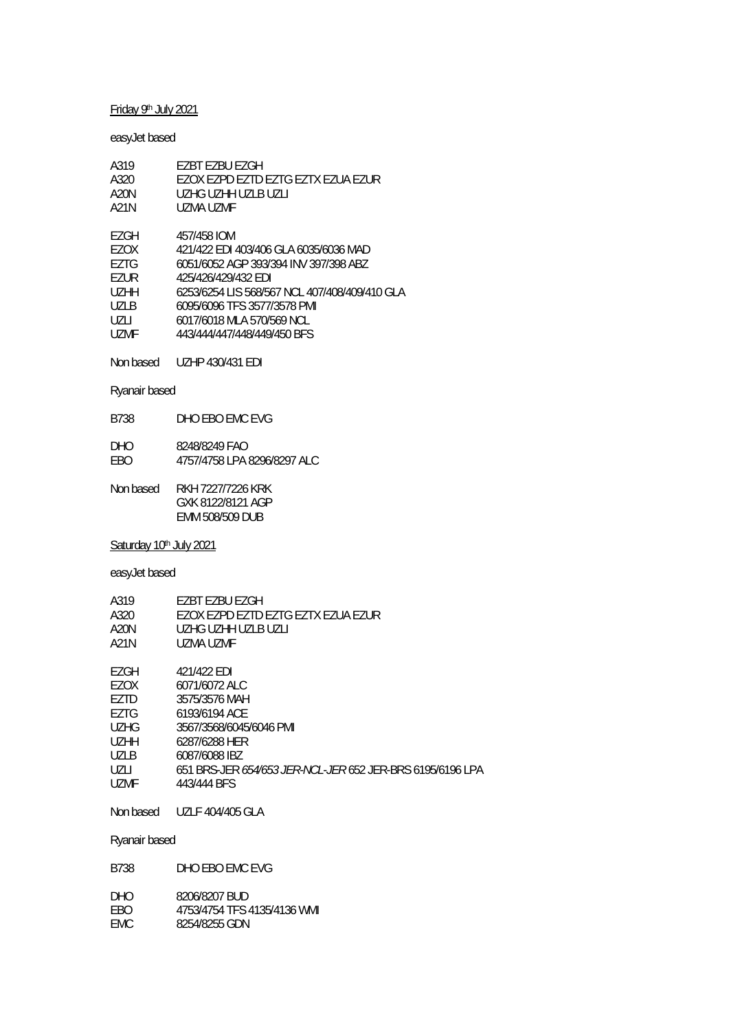Friday 9th July 2021

easyJet based

| | |
|---|---|
| A319 | EZBT EZBU EZGH |
| A320 | EZOX EZPD EZTD EZTG EZTX EZUA EZUR |
| A20N | UZHG UZHH UZLB UZLI |
| A21N | UZMA UZMF |

| | |
|---|---|
| EZGH | 457/458 IOM |
| EZOX | 421/422 EDI 403/406 GLA 6035/6036 MAD |
| EZTG | 6051/6052 AGP 393/394 INV 397/398 ABZ |
| EZUR | 425/426/429/432 EDI |
| UZHH | 6253/6254 LIS 568/567 NCL 407/408/409/410 GLA |
| UZLB | 6095/6096 TFS 3577/3578 PMI |
| UZLI | 6017/6018 MLA 570/569 NCL |
| UZMF | 443/444/447/448/449/450 BFS |

Non based UZHP 430/431 EDI

Ryanair based

| | |
|---|---|
| B738 | DHO EBO EMC EVG |

| | |
|---|---|
| DHO | 8248/8249 FAO |
| EBO | 4757/4758 LPA 8296/8297 ALC |

| | |
|---|---|
| Non based | RKH 7227/7226 KRK |
| | GXK 8122/8121 AGP |
| | EMM 508/509 DUB |

Saturday 10th July 2021

easyJet based

| | |
|---|---|
| A319 | EZBT EZBU EZGH |
| A320 | EZOX EZPD EZTD EZTG EZTX EZUA EZUR |
| A20N | UZHG UZHH UZLB UZLI |
| A21N | UZMA UZMF |

| | |
|---|---|
| EZGH | 421/422 EDI |
| EZOX | 6071/6072 ALC |
| EZTD | 3575/3576 MAH |
| EZTG | 6193/6194 ACE |
| UZHG | 3567/3568/6045/6046 PMI |
| UZHH | 6287/6288 HER |
| UZLB | 6087/6088 IBZ |
| UZLI | 651 BRS-JER *654/653 JER-NCL-JER* 652 JER-BRS 6195/6196 LPA |
| UZMF | 443/444 BFS |

Non based UZLF 404/405 GLA

Ryanair based

| | |
|---|---|
| B738 | DHO EBO EMC EVG |

| | |
|---|---|
| DHO | 8206/8207 BUD |
| EBO | 4753/4754 TFS 4135/4136 WMI |
| EMC | 8254/8255 GDN |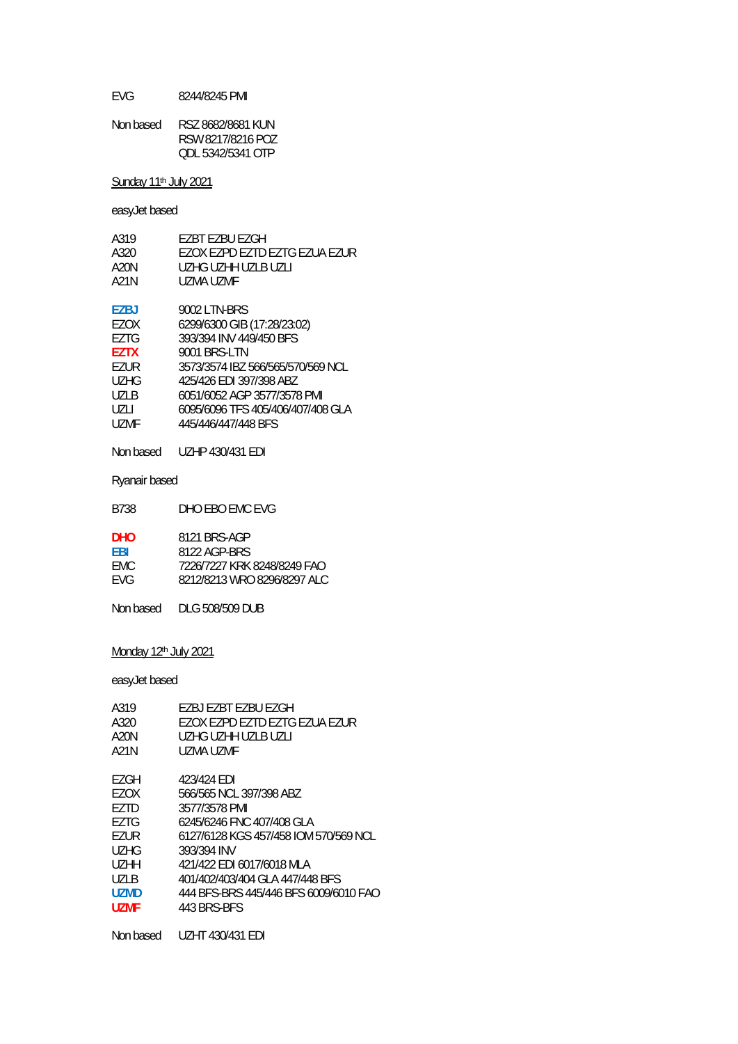EVG 8244/8245 PMI

Non based RSZ 8682/8681 KUN
RSW 8217/8216 POZ
QDL 5342/5341 OTP

Sunday 11th July 2021

easyJet based

| | |
|---|---|
| A319 | EZBT EZBU EZGH |
| A320 | EZOX EZPD EZTD EZTG EZUA EZUR |
| A20N | UZHG UZHH UZLB UZLI |
| A21N | UZMA UZMF |

| | |
|---|---|
| **EZBJ** | 9002 LTN-BRS |
| EZOX | 6299/6300 GIB (17:28/23:02) |
| EZTG | 393/394 INV 449/450 BFS |
| **EZTX** | 9001 BRS-LTN |
| EZUR | 3573/3574 IBZ 566/565/570/569 NCL |
| UZHG | 425/426 EDI 397/398 ABZ |
| UZLB | 6051/6052 AGP 3577/3578 PMI |
| UZLI | 6095/6096 TFS 405/406/407/408 GLA |
| UZMF | 445/446/447/448 BFS |

Non based UZHP 430/431 EDI

Ryanair based

B738 DHO EBO EMC EVG

| | |
|---|---|
| **DHO** | 8121 BRS-AGP |
| **EBI** | 8122 AGP-BRS |
| EMC | 7226/7227 KRK 8248/8249 FAO |
| EVG | 8212/8213 WRO 8296/8297 ALC |

Non based DLG 508/509 DUB

Monday 12th July 2021

easyJet based

| | |
|---|---|
| A319 | EZBJ EZBT EZBU EZGH |
| A320 | EZOX EZPD EZTD EZTG EZUA EZUR |
| A20N | UZHG UZHH UZLB UZLI |
| A21N | UZMA UZMF |

| | |
|---|---|
| EZGH | 423/424 EDI |
| EZOX | 566/565 NCL 397/398 ABZ |
| EZTD | 3577/3578 PMI |
| EZTG | 6245/6246 FNC 407/408 GLA |
| EZUR | 6127/6128 KGS 457/458 IOM 570/569 NCL |
| UZHG | 393/394 INV |
| UZHH | 421/422 EDI 6017/6018 MLA |
| UZLB | 401/402/403/404 GLA 447/448 BFS |
| **UZMD** | 444 BFS-BRS 445/446 BFS 6009/6010 FAO |
| **UZMF** | 443 BRS-BFS |

Non based UZHT 430/431 EDI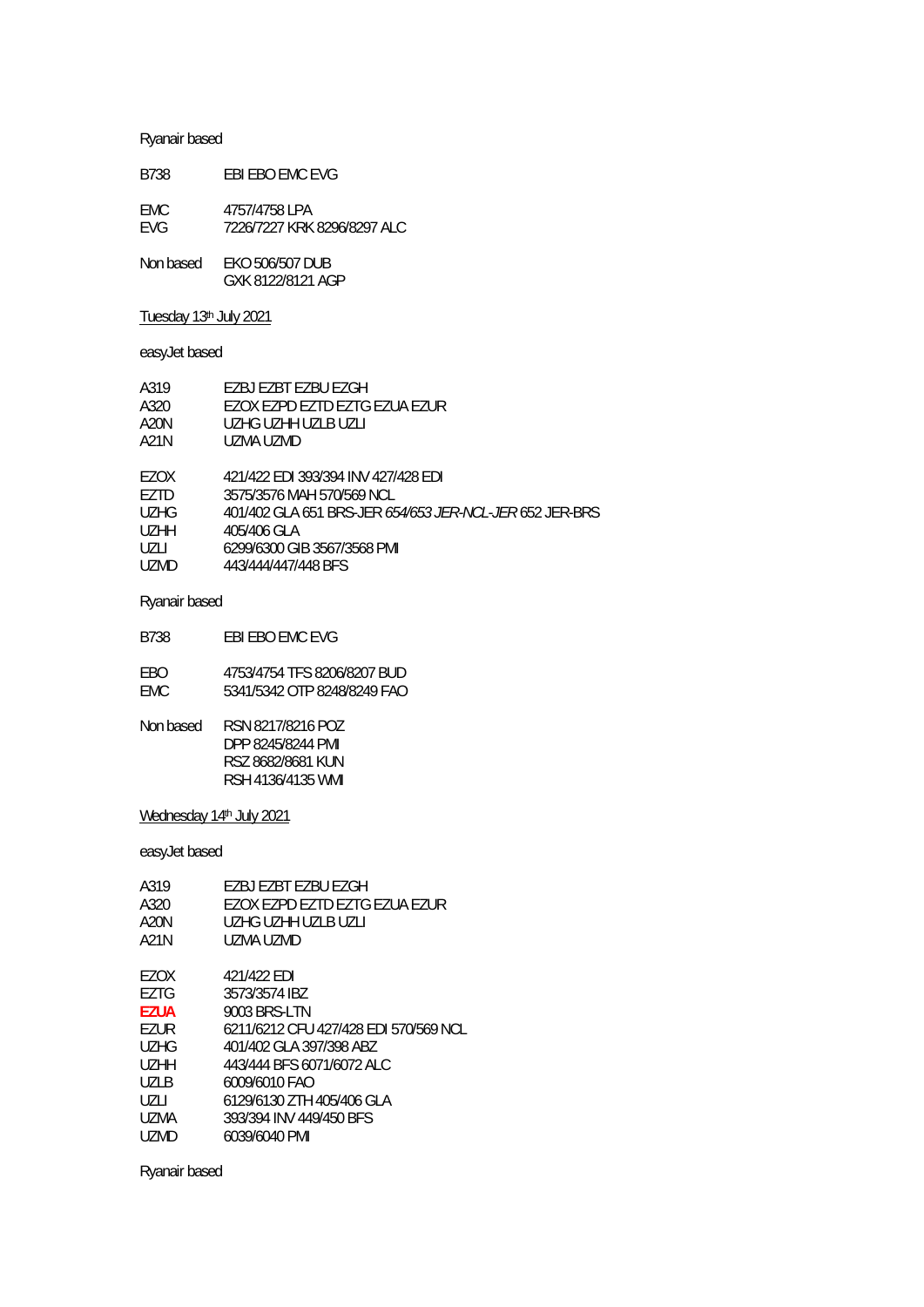Ryanair based

| | |
|---|---|
| B738 | EBI EBO EMC EVG |
| EMC | 4757/4758 LPA |
| EVG | 7226/7227 KRK 8296/8297 ALC |
| Non based | EKO 506/507 DUB |
| | GXK 8122/8121 AGP |

Tuesday 13th July 2021

easyJet based

| | |
|---|---|
| A319 | EZBJ EZBT EZBU EZGH |
| A320 | EZOX EZPD EZTD EZTG EZUA EZUR |
| A20N | UZHG UZHH UZLB UZLI |
| A21N | UZMA UZMD |
| EZOX | 421/422 EDI 393/394 INV 427/428 EDI |
| EZTD | 3575/3576 MAH 570/569 NCL |
| UZHG | 401/402 GLA 651 BRS-JER *654/653 JER-NCL-JER* 652 JER-BRS |
| UZHH | 405/406 GLA |
| UZLI | 6299/6300 GIB 3567/3568 PMI |
| UZMD | 443/444/447/448 BFS |

Ryanair based

| | |
|---|---|
| B738 | EBI EBO EMC EVG |
| EBO | 4753/4754 TFS 8206/8207 BUD |
| EMC | 5341/5342 OTP 8248/8249 FAO |
| Non based | RSN 8217/8216 POZ |
| | DPP 8245/8244 PMI |
| | RSZ 8682/8681 KUN |
| | RSH 4136/4135 WMI |

Wednesday 14th July 2021

easyJet based

| | |
|---|---|
| A319 | EZBJ EZBT EZBU EZGH |
| A320 | EZOX EZPD EZTD EZTG EZUA EZUR |
| A20N | UZHG UZHH UZLB UZLI |
| A21N | UZMA UZMD |
| EZOX | 421/422 EDI |
| EZTG | 3573/3574 IBZ |
| **EZUA** | 9003 BRS-LTN |
| EZUR | 6211/6212 CFU 427/428 EDI 570/569 NCL |
| UZHG | 401/402 GLA 397/398 ABZ |
| UZHH | 443/444 BFS 6071/6072 ALC |
| UZLB | 6009/6010 FAO |
| UZLI | 6129/6130 ZTH 405/406 GLA |
| UZMA | 393/394 INV 449/450 BFS |
| UZMD | 6039/6040 PMI |

Ryanair based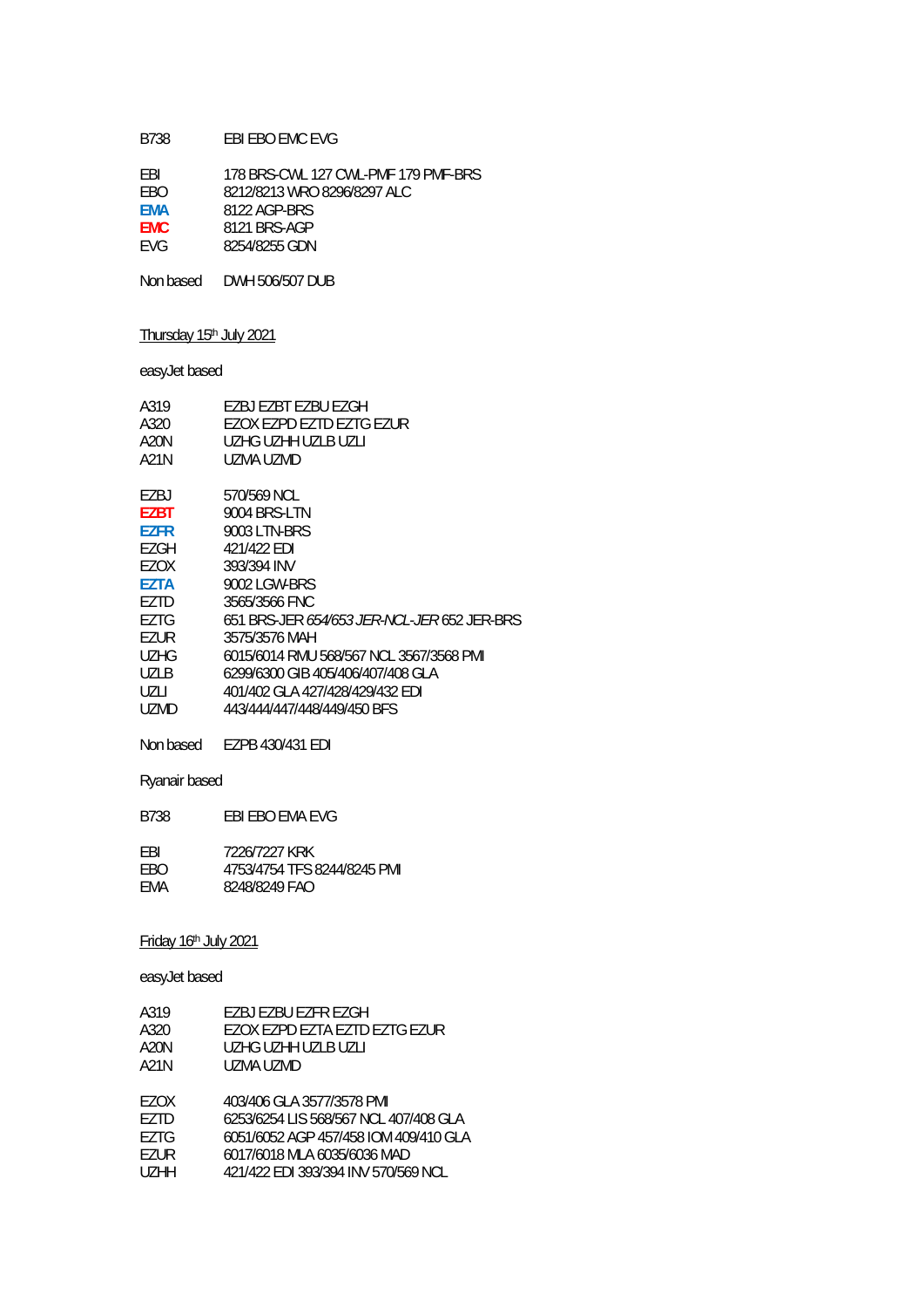| | |
|---|---|
| B738 | EBI EBO EMC EVG |

| | |
|---|---|
| EBI | 178 BRS-CWL 127 CWL-PMF 179 PMF-BRS |
| EBO | 8212/8213 WRO 8296/8297 ALC |
| **EMA** | 8122 AGP-BRS |
| **EMC** | 8121 BRS-AGP |
| EVG | 8254/8255 GDN |

Non based DWH 506/507 DUB

Thursday 15th July 2021

easyJet based

| | |
|---|---|
| A319 | EZBJ EZBT EZBU EZGH |
| A320 | EZOX EZPD EZTD EZTG EZUR |
| A20N | UZHG UZHH UZLB UZLI |
| A21N | UZMA UZMD |

| | |
|---|---|
| EZBJ | 570/569 NCL |
| **EZBT** | 9004 BRS-LTN |
| **EZFR** | 9003 LTN-BRS |
| EZGH | 421/422 EDI |
| EZOX | 393/394 INV |
| **EZTA** | 9002 LGW-BRS |
| EZTD | 3565/3566 FNC |
| EZTG | 651 BRS-JER *654/653 JER-NCL-JER* 652 JER-BRS |
| EZUR | 3575/3576 MAH |
| UZHG | 6015/6014 RMU 568/567 NCL 3567/3568 PMI |
| UZLB | 6299/6300 GIB 405/406/407/408 GLA |
| UZLI | 401/402 GLA 427/428/429/432 EDI |
| UZMD | 443/444/447/448/449/450 BFS |

Non based EZPB 430/431 EDI

Ryanair based

| | |
|---|---|
| B738 | EBI EBO EMA EVG |

| | |
|---|---|
| EBI | 7226/7227 KRK |
| EBO | 4753/4754 TFS 8244/8245 PMI |
| EMA | 8248/8249 FAO |

Friday 16th July 2021

easyJet based

| | |
|---|---|
| A319 | EZBJ EZBU EZFR EZGH |
| A320 | EZOX EZPD EZTA EZTD EZTG EZUR |
| A20N | UZHG UZHH UZLB UZLI |
| A21N | UZMA UZMD |

| | |
|---|---|
| EZOX | 403/406 GLA 3577/3578 PMI |
| EZTD | 6253/6254 LIS 568/567 NCL 407/408 GLA |
| EZTG | 6051/6052 AGP 457/458 IOM 409/410 GLA |
| EZUR | 6017/6018 MLA 6035/6036 MAD |
| UZHH | 421/422 EDI 393/394 INV 570/569 NCL |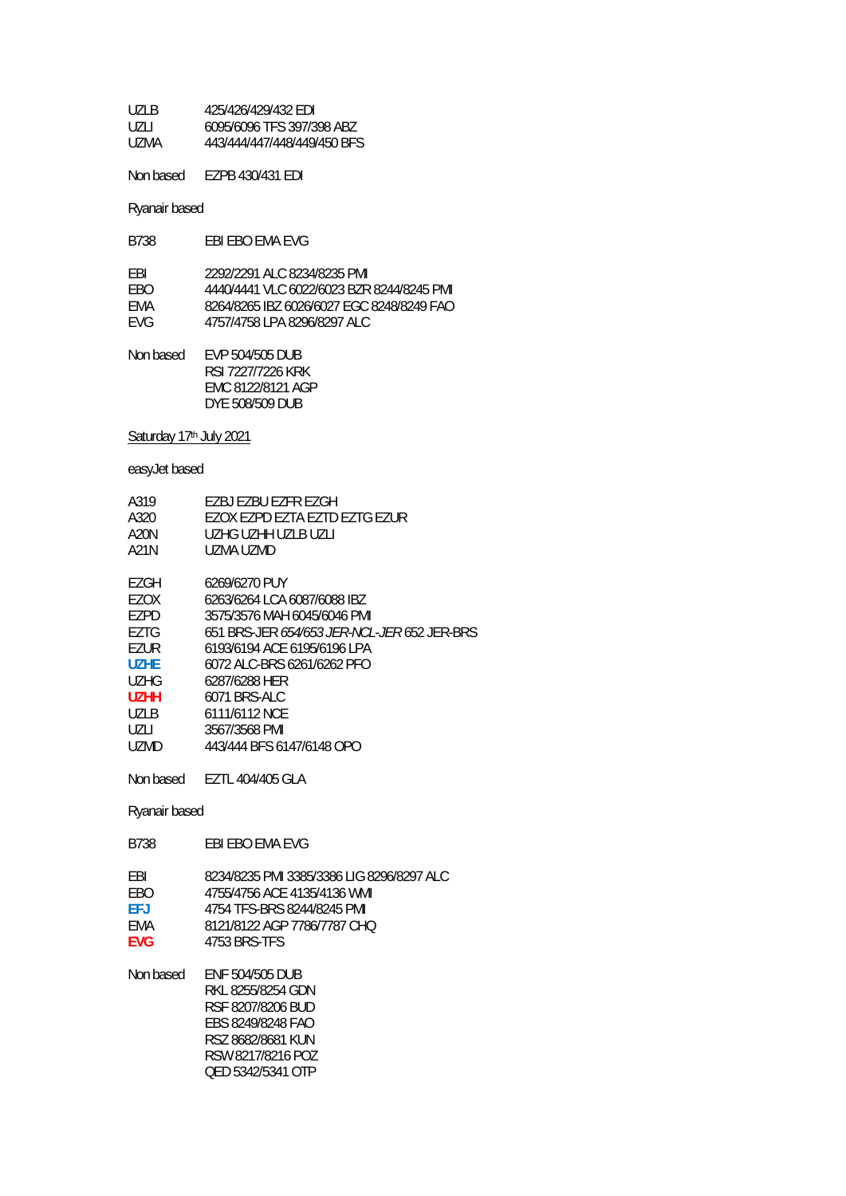UZLB 425/426/429/432 EDI
UZLI 6095/6096 TFS 397/398 ABZ
UZMA 443/444/447/448/449/450 BFS

Non based EZPB 430/431 EDI

Ryanair based

B738 EBI EBO EMA EVG

EBI 2292/2291 ALC 8234/8235 PMI
EBO 4440/4441 VLC 6022/6023 BZR 8244/8245 PMI
EMA 8264/8265 IBZ 6026/6027 EGC 8248/8249 FAO
EVG 4757/4758 LPA 8296/8297 ALC

Non based EVP 504/505 DUB
RSI 7227/7226 KRK
EMC 8122/8121 AGP
DYE 508/509 DUB

<u>Saturday 17th July 2021</u>

easyJet based

A319 EZBJ EZBU EZFR EZGH
A320 EZOX EZPD EZTA EZTD EZTG EZUR
A20N UZHG UZHH UZLB UZLI
A21N UZMA UZMD

EZGH 6269/6270 PUY
EZOX 6263/6264 LCA 6087/6088 IBZ
EZPD 3575/3576 MAH 6045/6046 PMI
EZTG 651 BRS-JER *654/653 JER-NCL-JER* 652 JER-BRS
EZUR 6193/6194 ACE 6195/6196 LPA
**UZHE** 6072 ALC-BRS 6261/6262 PFO
UZHG 6287/6288 HER
**UZHH** 6071 BRS-ALC
UZLB 6111/6112 NCE
UZLI 3567/3568 PMI
UZMD 443/444 BFS 6147/6148 OPO

Non based EZTL 404/405 GLA

Ryanair based

B738 EBI EBO EMA EVG

EBI 8234/8235 PMI 3385/3386 LIG 8296/8297 ALC
EBO 4755/4756 ACE 4135/4136 WMI
**EFJ** 4754 TFS-BRS 8244/8245 PMI
EMA 8121/8122 AGP 7786/7787 CHQ
**EVG** 4753 BRS-TFS

Non based ENF 504/505 DUB
RKL 8255/8254 GDN
RSF 8207/8206 BUD
EBS 8249/8248 FAO
RSZ 8682/8681 KUN
RSW 8217/8216 POZ
QED 5342/5341 OTP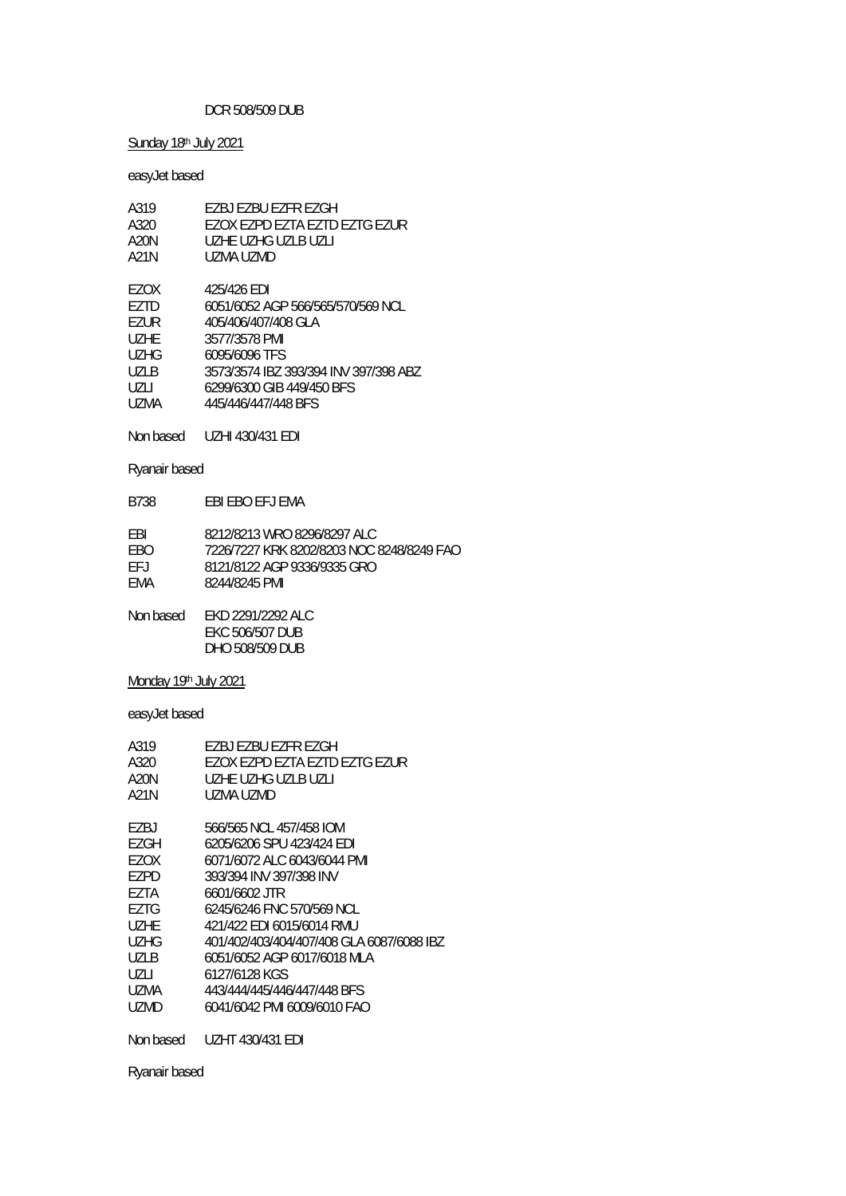DCR 508/509 DUB

Sunday 18th July 2021

easyJet based

| | |
|---|---|
| A319 | EZBJ EZBU EZFR EZGH |
| A320 | EZOX EZPD EZTA EZTD EZTG EZUR |
| A20N | UZHE UZHG UZLB UZLI |
| A21N | UZMA UZMD |

| | |
|---|---|
| EZOX | 425/426 EDI |
| EZTD | 6051/6052 AGP 566/565/570/569 NCL |
| EZUR | 405/406/407/408 GLA |
| UZHE | 3577/3578 PMI |
| UZHG | 6095/6096 TFS |
| UZLB | 3573/3574 IBZ 393/394 INV 397/398 ABZ |
| UZLI | 6299/6300 GIB 449/450 BFS |
| UZMA | 445/446/447/448 BFS |

Non based UZHI 430/431 EDI

Ryanair based

| | |
|---|---|
| B738 | EBI EBO EFJ EMA |

| | |
|---|---|
| EBI | 8212/8213 WRO 8296/8297 ALC |
| EBO | 7226/7227 KRK 8202/8203 NOC 8248/8249 FAO |
| EFJ | 8121/8122 AGP 9336/9335 GRO |
| EMA | 8244/8245 PMI |

Non based EKD 2291/2292 ALC
EKC 506/507 DUB
DHO 508/509 DUB

Monday 19th July 2021

easyJet based

| | |
|---|---|
| A319 | EZBJ EZBU EZFR EZGH |
| A320 | EZOX EZPD EZTA EZTD EZTG EZUR |
| A20N | UZHE UZHG UZLB UZLI |
| A21N | UZMA UZMD |

| | |
|---|---|
| EZBJ | 566/565 NCL 457/458 IOM |
| EZGH | 6205/6206 SPU 423/424 EDI |
| EZOX | 6071/6072 ALC 6043/6044 PMI |
| EZPD | 393/394 INV 397/398 INV |
| EZTA | 6601/6602 JTR |
| EZTG | 6245/6246 FNC 570/569 NCL |
| UZHE | 421/422 EDI 6015/6014 RMU |
| UZHG | 401/402/403/404/407/408 GLA 6087/6088 IBZ |
| UZLB | 6051/6052 AGP 6017/6018 MLA |
| UZLI | 6127/6128 KGS |
| UZMA | 443/444/445/446/447/448 BFS |
| UZMD | 6041/6042 PMI 6009/6010 FAO |

Non based UZHT 430/431 EDI

Ryanair based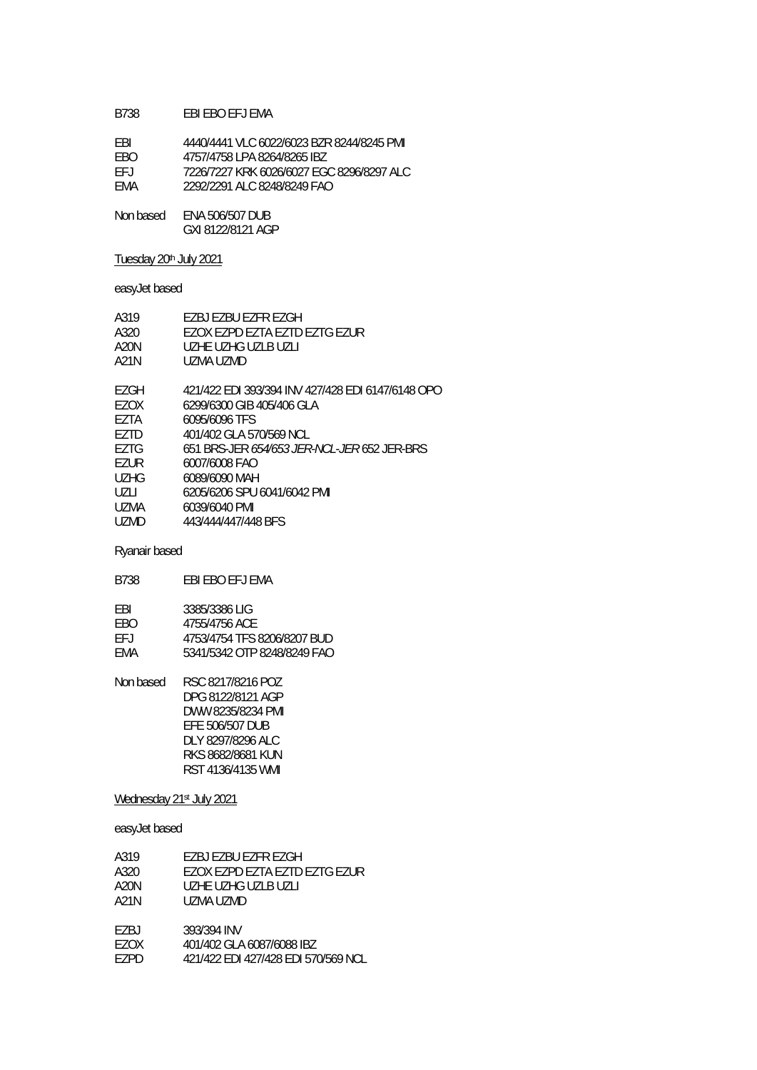| | |
|---|---|
| B738 | EBI EBO EFJ EMA |

| | |
|---|---|
| EBI | 4440/4441 VLC 6022/6023 BZR 8244/8245 PMI |
| EBO | 4757/4758 LPA 8264/8265 IBZ |
| EFJ | 7226/7227 KRK 6026/6027 EGC 8296/8297 ALC |
| EMA | 2292/2291 ALC 8248/8249 FAO |

| | |
|---|---|
| Non based | ENA 506/507 DUB |
| | GXI 8122/8121 AGP |

Tuesday 20th July 2021

easyJet based

| | |
|---|---|
| A319 | EZBJ EZBU EZFR EZGH |
| A320 | EZOX EZPD EZTA EZTD EZTG EZUR |
| A20N | UZHE UZHG UZLB UZLI |
| A21N | UZMA UZMD |

| | |
|---|---|
| EZGH | 421/422 EDI 393/394 INV 427/428 EDI 6147/6148 OPO |
| EZOX | 6299/6300 GIB 405/406 GLA |
| EZTA | 6095/6096 TFS |
| EZTD | 401/402 GLA 570/569 NCL |
| EZTG | 651 BRS-JER *654/653 JER-NCL-JER* 652 JER-BRS |
| EZUR | 6007/6008 FAO |
| UZHG | 6089/6090 MAH |
| UZLI | 6205/6206 SPU 6041/6042 PMI |
| UZMA | 6039/6040 PMI |
| UZMD | 443/444/447/448 BFS |

Ryanair based

| | |
|---|---|
| B738 | EBI EBO EFJ EMA |

| | |
|---|---|
| EBI | 3385/3386 LIG |
| EBO | 4755/4756 ACE |
| EFJ | 4753/4754 TFS 8206/8207 BUD |
| EMA | 5341/5342 OTP 8248/8249 FAO |

| | |
|---|---|
| Non based | RSC 8217/8216 POZ |
| | DPG 8122/8121 AGP |
| | DWW 8235/8234 PMI |
| | EFE 506/507 DUB |
| | DLY 8297/8296 ALC |
| | RKS 8682/8681 KUN |
| | RST 4136/4135 WMI |

Wednesday 21st July 2021

easyJet based

| | |
|---|---|
| A319 | EZBJ EZBU EZFR EZGH |
| A320 | EZOX EZPD EZTA EZTD EZTG EZUR |
| A20N | UZHE UZHG UZLB UZLI |
| A21N | UZMA UZMD |

| | |
|---|---|
| EZBJ | 393/394 INV |
| EZOX | 401/402 GLA 6087/6088 IBZ |
| EZPD | 421/422 EDI 427/428 EDI 570/569 NCL |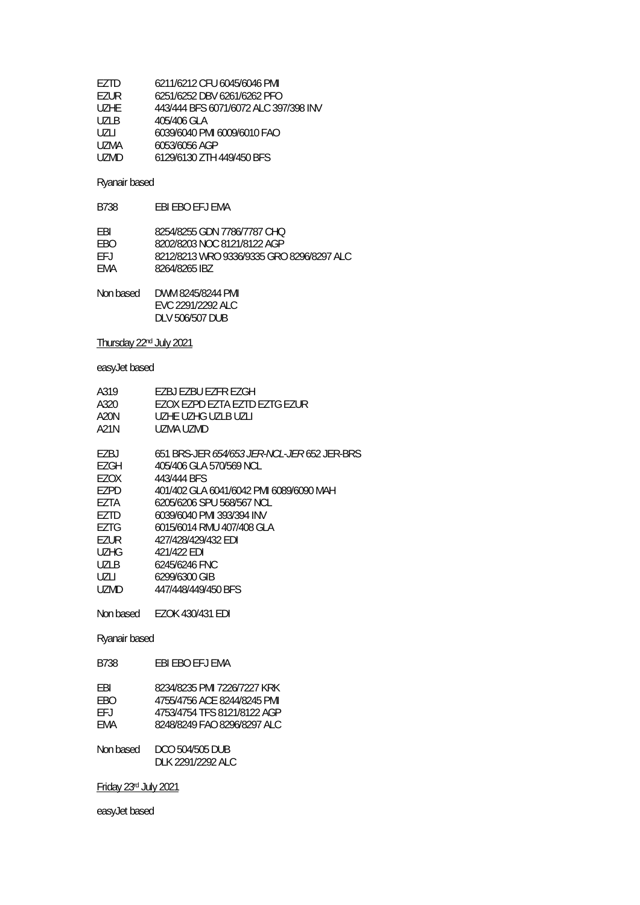EZTD 6211/6212 CFU 6045/6046 PMI
EZUR 6251/6252 DBV 6261/6262 PFO
UZHE 443/444 BFS 6071/6072 ALC 397/398 INV
UZLB 405/406 GLA
UZLI 6039/6040 PMI 6009/6010 FAO
UZMA 6053/6056 AGP
UZMD 6129/6130 ZTH 449/450 BFS

Ryanair based

B738 EBI EBO EFJ EMA

EBI 8254/8255 GDN 7786/7787 CHQ
EBO 8202/8203 NOC 8121/8122 AGP
EFJ 8212/8213 WRO 9336/9335 GRO 8296/8297 ALC
EMA 8264/8265 IBZ

Non based DWM 8245/8244 PMI
EVC 2291/2292 ALC
DLV 506/507 DUB

Thursday 22nd July 2021

easyJet based

A319 EZBJ EZBU EZFR EZGH
A320 EZOX EZPD EZTA EZTD EZTG EZUR
A20N UZHE UZHG UZLB UZLI
A21N UZMA UZMD

EZBJ 651 BRS-JER *654/653 JER-NCL-JER* 652 JER-BRS
EZGH 405/406 GLA 570/569 NCL
EZOX 443/444 BFS
EZPD 401/402 GLA 6041/6042 PMI 6089/6090 MAH
EZTA 6205/6206 SPU 568/567 NCL
EZTD 6039/6040 PMI 393/394 INV
EZTG 6015/6014 RMU 407/408 GLA
EZUR 427/428/429/432 EDI
UZHG 421/422 EDI
UZLB 6245/6246 FNC
UZLI 6299/6300 GIB
UZMD 447/448/449/450 BFS

Non based EZOK 430/431 EDI

Ryanair based

B738 EBI EBO EFJ EMA

EBI 8234/8235 PMI 7226/7227 KRK
EBO 4755/4756 ACE 8244/8245 PMI
EFJ 4753/4754 TFS 8121/8122 AGP
EMA 8248/8249 FAO 8296/8297 ALC

Non based DCO 504/505 DUB
DLK 2291/2292 ALC

Friday 23rd July 2021

easyJet based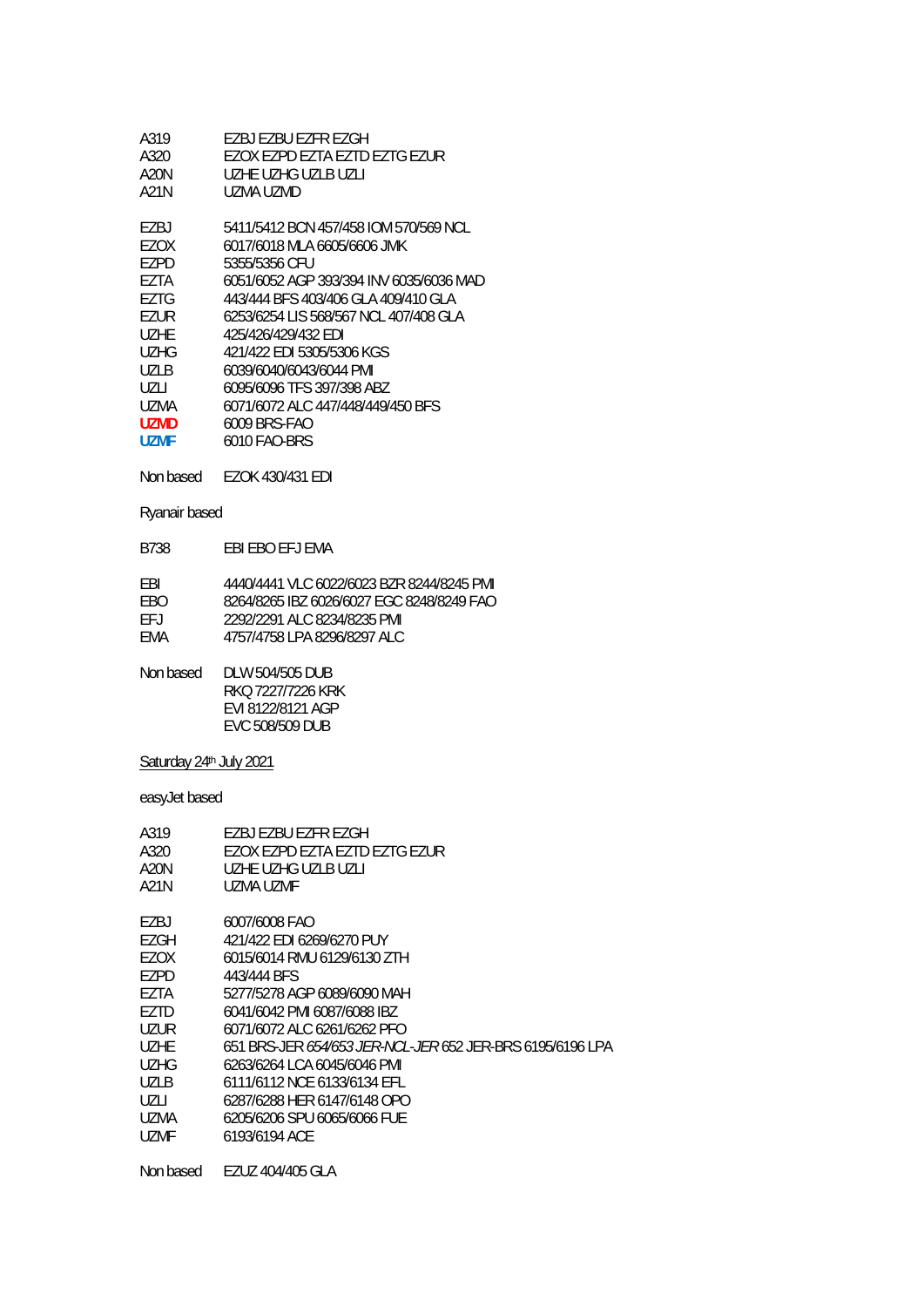| | |
|---|---|
| A319 | EZBJ EZBU EZFR EZGH |
| A320 | EZOX EZPD EZTA EZTD EZTG EZUR |
| A20N | UZHE UZHG UZLB UZLI |
| A21N | UZMA UZMD |

| | |
|---|---|
| EZBJ | 5411/5412 BCN 457/458 IOM 570/569 NCL |
| EZOX | 6017/6018 MLA 6605/6606 JMK |
| EZPD | 5355/5356 CFU |
| EZTA | 6051/6052 AGP 393/394 INV 6035/6036 MAD |
| EZTG | 443/444 BFS 403/406 GLA 409/410 GLA |
| EZUR | 6253/6254 LIS 568/567 NCL 407/408 GLA |
| UZHE | 425/426/429/432 EDI |
| UZHG | 421/422 EDI 5305/5306 KGS |
| UZLB | 6039/6040/6043/6044 PMI |
| UZLI | 6095/6096 TFS 397/398 ABZ |
| UZMA | 6071/6072 ALC 447/448/449/450 BFS |
| **UZMD** | 6009 BRS-FAO |
| **UZMF** | 6010 FAO-BRS |

Non based EZOK 430/431 EDI

Ryanair based

| | |
|---|---|
| B738 | EBI EBO EFJ EMA |

| | |
|---|---|
| EBI | 4440/4441 VLC 6022/6023 BZR 8244/8245 PMI |
| EBO | 8264/8265 IBZ 6026/6027 EGC 8248/8249 FAO |
| EFJ | 2292/2291 ALC 8234/8235 PMI |
| EMA | 4757/4758 LPA 8296/8297 ALC |

Non based DLW 504/505 DUB
RKQ 7227/7226 KRK
EVI 8122/8121 AGP
EVC 508/509 DUB

Saturday 24th July 2021

easyJet based

| | |
|---|---|
| A319 | EZBJ EZBU EZFR EZGH |
| A320 | EZOX EZPD EZTA EZTD EZTG EZUR |
| A20N | UZHE UZHG UZLB UZLI |
| A21N | UZMA UZMF |

| | |
|---|---|
| EZBJ | 6007/6008 FAO |
| EZGH | 421/422 EDI 6269/6270 PUY |
| EZOX | 6015/6014 RMU 6129/6130 ZTH |
| EZPD | 443/444 BFS |
| EZTA | 5277/5278 AGP 6089/6090 MAH |
| EZTD | 6041/6042 PMI 6087/6088 IBZ |
| UZUR | 6071/6072 ALC 6261/6262 PFO |
| UZHE | 651 BRS-JER *654/653 JER-NCL-JER* 652 JER-BRS 6195/6196 LPA |
| UZHG | 6263/6264 LCA 6045/6046 PMI |
| UZLB | 6111/6112 NCE 6133/6134 EFL |
| UZLI | 6287/6288 HER 6147/6148 OPO |
| UZMA | 6205/6206 SPU 6065/6066 FUE |
| UZMF | 6193/6194 ACE |

Non based EZUZ 404/405 GLA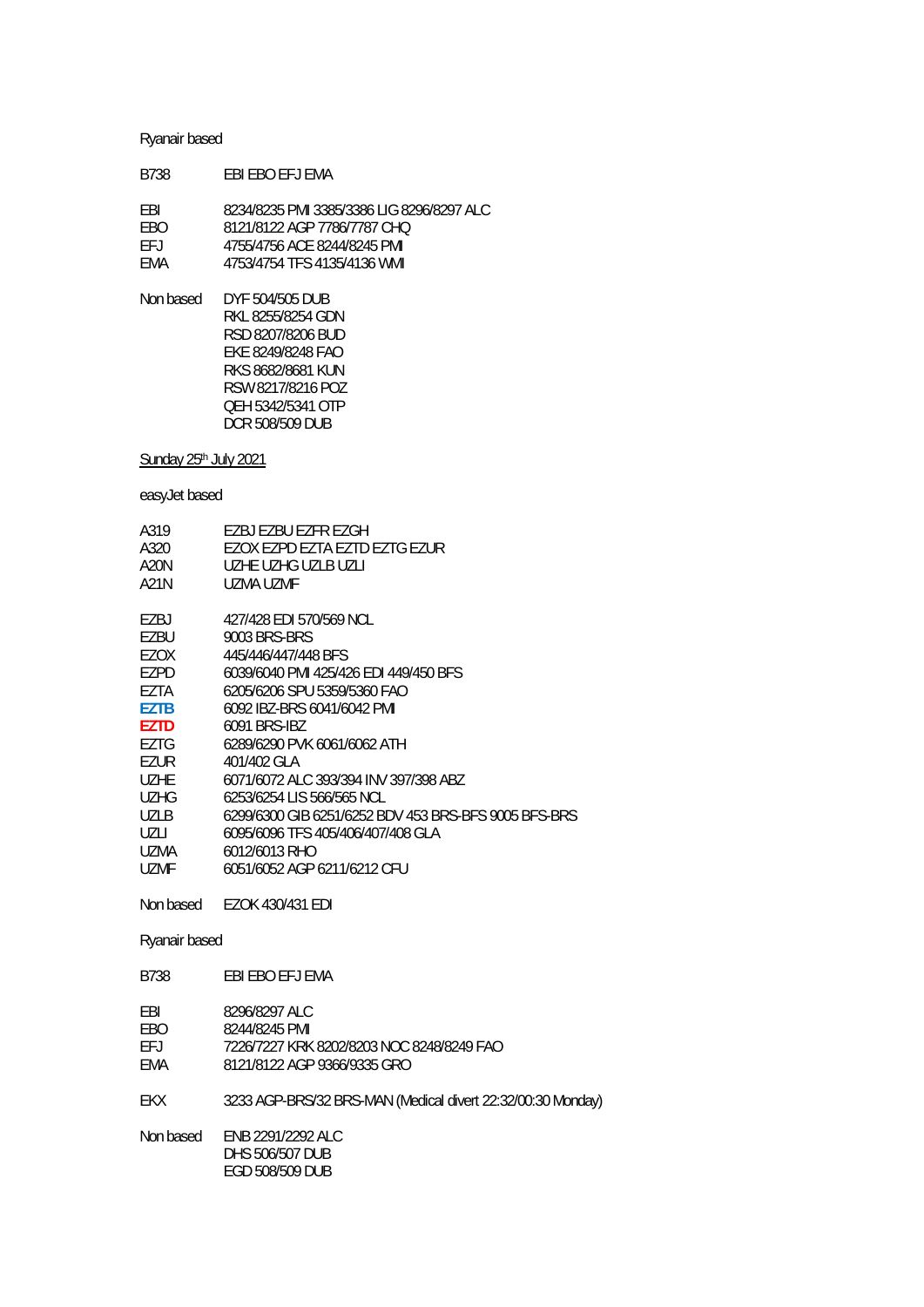Ryanair based

| | |
|---|---|
| B738 | EBI EBO EFJ EMA |

| | |
|---|---|
| EBI | 8234/8235 PMI 3385/3386 LIG 8296/8297 ALC |
| EBO | 8121/8122 AGP 7786/7787 CHQ |
| EFJ | 4755/4756 ACE 8244/8245 PMI |
| EMA | 4753/4754 TFS 4135/4136 WMI |

| | |
|---|---|
| Non based | DYF 504/505 DUB |
| | RKL 8255/8254 GDN |
| | RSD 8207/8206 BUD |
| | EKE 8249/8248 FAO |
| | RKS 8682/8681 KUN |
| | RSW 8217/8216 POZ |
| | QEH 5342/5341 OTP |
| | DCR 508/509 DUB |

## Sunday 25th July 2021

easyJet based

| | |
|---|---|
| A319 | EZBJ EZBU EZFR EZGH |
| A320 | EZOX EZPD EZTA EZTD EZTG EZUR |
| A20N | UZHE UZHG UZLB UZLI |
| A21N | UZMA UZMF |

| | |
|---|---|
| EZBJ | 427/428 EDI 570/569 NCL |
| EZBU | 9003 BRS-BRS |
| EZOX | 445/446/447/448 BFS |
| EZPD | 6039/6040 PMI 425/426 EDI 449/450 BFS |
| EZTA | 6205/6206 SPU 5359/5360 FAO |
| **EZTB** | 6092 IBZ-BRS 6041/6042 PMI |
| **EZTD** | 6091 BRS-IBZ |
| EZTG | 6289/6290 PVK 6061/6062 ATH |
| EZUR | 401/402 GLA |
| UZHE | 6071/6072 ALC 393/394 INV 397/398 ABZ |
| UZHG | 6253/6254 LIS 566/565 NCL |
| UZLB | 6299/6300 GIB 6251/6252 BDV 453 BRS-BFS 9005 BFS-BRS |
| UZLI | 6095/6096 TFS 405/406/407/408 GLA |
| UZMA | 6012/6013 RHO |
| UZMF | 6051/6052 AGP 6211/6212 CFU |

| | |
|---|---|
| Non based | EZOK 430/431 EDI |

Ryanair based

| | |
|---|---|
| B738 | EBI EBO EFJ EMA |

| | |
|---|---|
| EBI | 8296/8297 ALC |
| EBO | 8244/8245 PMI |
| EFJ | 7226/7227 KRK 8202/8203 NOC 8248/8249 FAO |
| EMA | 8121/8122 AGP 9366/9335 GRO |

| | |
|---|---|
| EKX | 3233 AGP-BRS/32 BRS-MAN (Medical divert 22:32/00:30 Monday) |

| | |
|---|---|
| Non based | ENB 2291/2292 ALC |
| | DHS 506/507 DUB |
| | EGD 508/509 DUB |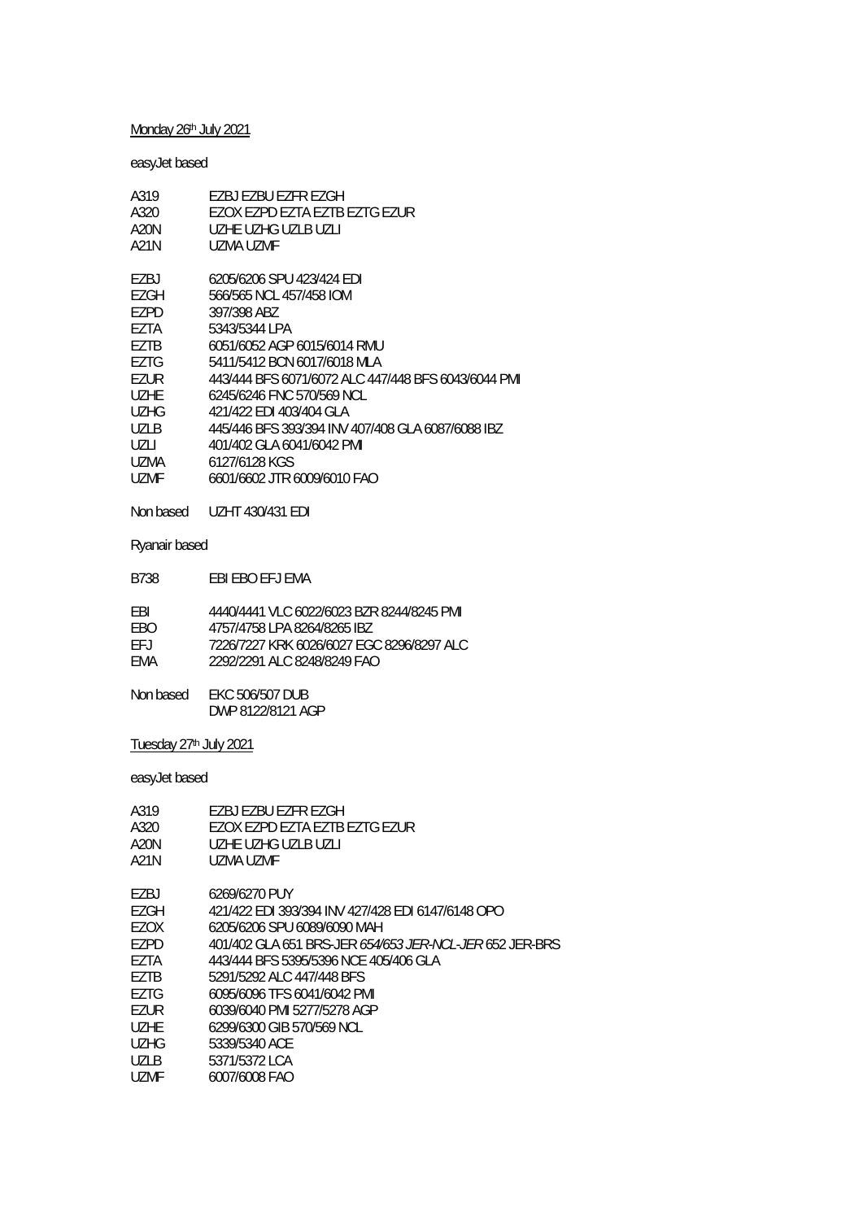Monday 26th July 2021

easyJet based

| | |
|---|---|
| A319 | EZBJ EZBU EZFR EZGH |
| A320 | EZOX EZPD EZTA EZTB EZTG EZUR |
| A20N | UZHE UZHG UZLB UZLI |
| A21N | UZMA UZMF |

| | |
|---|---|
| EZBJ | 6205/6206 SPU 423/424 EDI |
| EZGH | 566/565 NCL 457/458 IOM |
| EZPD | 397/398 ABZ |
| EZTA | 5343/5344 LPA |
| EZTB | 6051/6052 AGP 6015/6014 RMU |
| EZTG | 5411/5412 BCN 6017/6018 MLA |
| EZUR | 443/444 BFS 6071/6072 ALC 447/448 BFS 6043/6044 PMI |
| UZHE | 6245/6246 FNC 570/569 NCL |
| UZHG | 421/422 EDI 403/404 GLA |
| UZLB | 445/446 BFS 393/394 INV 407/408 GLA 6087/6088 IBZ |
| UZLI | 401/402 GLA 6041/6042 PMI |
| UZMA | 6127/6128 KGS |
| UZMF | 6601/6602 JTR 6009/6010 FAO |

Non based UZHT 430/431 EDI

Ryanair based

| | |
|---|---|
| B738 | EBI EBO EFJ EMA |

| | |
|---|---|
| EBI | 4440/4441 VLC 6022/6023 BZR 8244/8245 PMI |
| EBO | 4757/4758 LPA 8264/8265 IBZ |
| EFJ | 7226/7227 KRK 6026/6027 EGC 8296/8297 ALC |
| EMA | 2292/2291 ALC 8248/8249 FAO |

Non based EKC 506/507 DUB
DWP 8122/8121 AGP

Tuesday 27th July 2021

easyJet based

| | |
|---|---|
| A319 | EZBJ EZBU EZFR EZGH |
| A320 | EZOX EZPD EZTA EZTB EZTG EZUR |
| A20N | UZHE UZHG UZLB UZLI |
| A21N | UZMA UZMF |

| | |
|---|---|
| EZBJ | 6269/6270 PUY |
| EZGH | 421/422 EDI 393/394 INV 427/428 EDI 6147/6148 OPO |
| EZOX | 6205/6206 SPU 6089/6090 MAH |
| EZPD | 401/402 GLA 651 BRS-JER *654/653 JER-NCL-JER* 652 JER-BRS |
| EZTA | 443/444 BFS 5395/5396 NCE 405/406 GLA |
| EZTB | 5291/5292 ALC 447/448 BFS |
| EZTG | 6095/6096 TFS 6041/6042 PMI |
| EZUR | 6039/6040 PMI 5277/5278 AGP |
| UZHE | 6299/6300 GIB 570/569 NCL |
| UZHG | 5339/5340 ACE |
| UZLB | 5371/5372 LCA |
| UZMF | 6007/6008 FAO |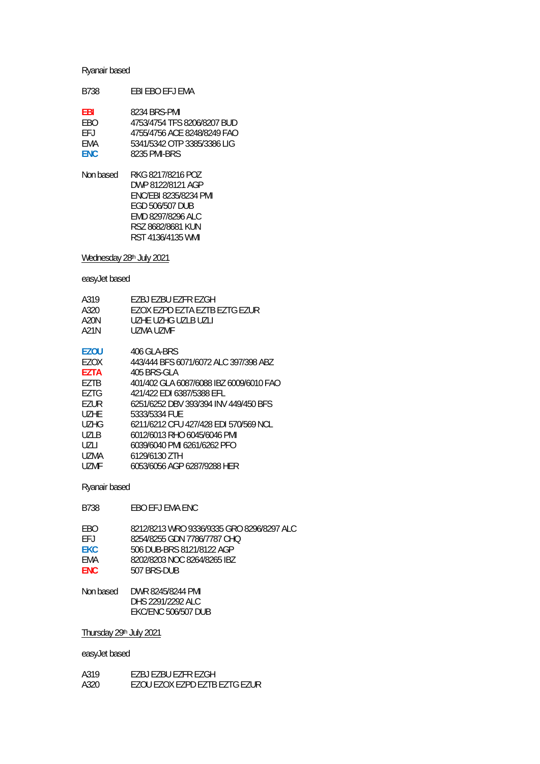Ryanair based

| | |
|---|---|
| B738 | EBI EBO EFJ EMA |

| | |
|---|---|
| **EBI** | 8234 BRS-PMI |
| EBO | 4753/4754 TFS 8206/8207 BUD |
| EFJ | 4755/4756 ACE 8248/8249 FAO |
| EMA | 5341/5342 OTP 3385/3386 LIG |
| **ENC** | 8235 PMI-BRS |

| | |
|---|---|
| Non based | RKG 8217/8216 POZ |
| | DWP 8122/8121 AGP |
| | ENC/EBI 8235/8234 PMI |
| | EGD 506/507 DUB |
| | EMD 8297/8296 ALC |
| | RSZ 8682/8681 KUN |
| | RST 4136/4135 WMI |

## Wednesday 28th July 2021

easyJet based

| | |
|---|---|
| A319 | EZBJ EZBU EZFR EZGH |
| A320 | EZOX EZPD EZTA EZTB EZTG EZUR |
| A20N | UZHE UZHG UZLB UZLI |
| A21N | UZMA UZMF |

| | |
|---|---|
| **EZOU** | 406 GLA-BRS |
| EZOX | 443/444 BFS 6071/6072 ALC 397/398 ABZ |
| **EZTA** | 405 BRS-GLA |
| EZTB | 401/402 GLA 6087/6088 IBZ 6009/6010 FAO |
| EZTG | 421/422 EDI 6387/5388 EFL |
| EZUR | 6251/6252 DBV 393/394 INV 449/450 BFS |
| UZHE | 5333/5334 FUE |
| UZHG | 6211/6212 CFU 427/428 EDI 570/569 NCL |
| UZLB | 6012/6013 RHO 6045/6046 PMI |
| UZLI | 6039/6040 PMI 6261/6262 PFO |
| UZMA | 6129/6130 ZTH |
| UZMF | 6053/6056 AGP 6287/9288 HER |

Ryanair based

| | |
|---|---|
| B738 | EBO EFJ EMA ENC |

| | |
|---|---|
| EBO | 8212/8213 WRO 9336/9335 GRO 8296/8297 ALC |
| EFJ | 8254/8255 GDN 7786/7787 CHQ |
| **EKC** | 506 DUB-BRS 8121/8122 AGP |
| EMA | 8202/8203 NOC 8264/8265 IBZ |
| **ENC** | 507 BRS-DUB |

| | |
|---|---|
| Non based | DWR 8245/8244 PMI |
| | DHS 2291/2292 ALC |
| | EKC/ENC 506/507 DUB |

## Thursday 29th July 2021

easyJet based

| | |
|---|---|
| A319 | EZBJ EZBU EZFR EZGH |
| A320 | EZOU EZOX EZPD EZTB EZTG EZUR |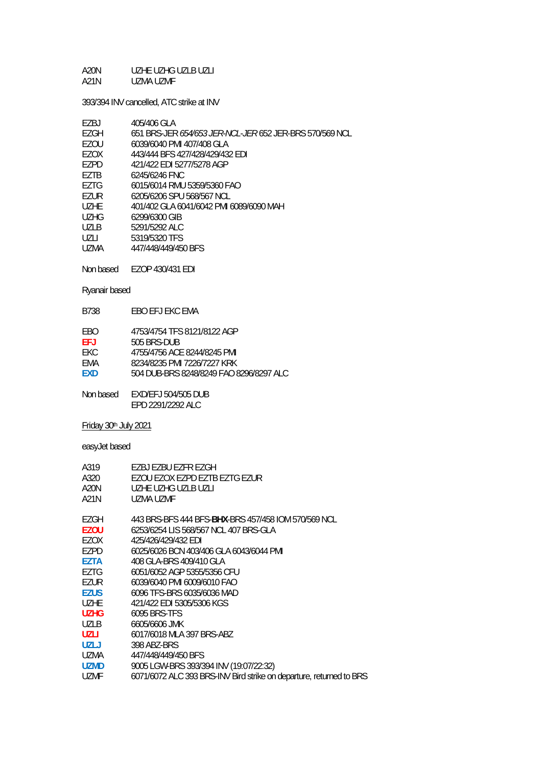| | |
|---|---|
| A20N | UZHE UZHG UZLB UZLI |
| A21N | UZMA UZMF |

393/394 INV cancelled, ATC strike at INV

| | |
|---|---|
| EZBJ | 405/406 GLA |
| EZGH | 651 BRS-JER *654/653 JER-NCL-JER* 652 JER-BRS 570/569 NCL |
| EZOU | 6039/6040 PMI 407/408 GLA |
| EZOX | 443/444 BFS 427/428/429/432 EDI |
| EZPD | 421/422 EDI 5277/5278 AGP |
| EZTB | 6245/6246 FNC |
| EZTG | 6015/6014 RMU 5359/5360 FAO |
| EZUR | 6205/6206 SPU 568/567 NCL |
| UZHE | 401/402 GLA 6041/6042 PMI 6089/6090 MAH |
| UZHG | 6299/6300 GIB |
| UZLB | 5291/5292 ALC |
| UZLI | 5319/5320 TFS |
| UZMA | 447/448/449/450 BFS |

Non based EZOP 430/431 EDI

Ryanair based

| | |
|---|---|
| B738 | EBO EFJ EKC EMA |

| | |
|---|---|
| EBO | 4753/4754 TFS 8121/8122 AGP |
| **EFJ** | 505 BRS-DUB |
| EKC | 4755/4756 ACE 8244/8245 PMI |
| EMA | 8234/8235 PMI 7226/7227 KRK |
| **EXD** | 504 DUB-BRS 8248/8249 FAO 8296/8297 ALC |

Non based EXD/EFJ 504/505 DUB
EPD 2291/2292 ALC

Friday 30th July 2021

easyJet based

| | |
|---|---|
| A319 | EZBJ EZBU EZFR EZGH |
| A320 | EZOU EZOX EZPD EZTB EZTG EZUR |
| A20N | UZHE UZHG UZLB UZLI |
| A21N | UZMA UZMF |

| | |
|---|---|
| EZGH | 443 BRS-BFS 444 BFS-**BHX**-BRS 457/458 IOM 570/569 NCL |
| **EZOU** | 6253/6254 LIS 568/567 NCL 407 BRS-GLA |
| EZOX | 425/426/429/432 EDI |
| EZPD | 6025/6026 BCN 403/406 GLA 6043/6044 PMI |
| **EZTA** | 408 GLA-BRS 409/410 GLA |
| EZTG | 6051/6052 AGP 5355/5356 CFU |
| EZUR | 6039/6040 PMI 6009/6010 FAO |
| **EZUS** | 6096 TFS-BRS 6035/6036 MAD |
| UZHE | 421/422 EDI 5305/5306 KGS |
| **UZHG** | 6095 BRS-TFS |
| UZLB | 6605/6606 JMK |
| **UZLI** | 6017/6018 MLA 397 BRS-ABZ |
| **UZLJ** | 398 ABZ-BRS |
| UZMA | 447/448/449/450 BFS |
| **UZMD** | 9005 LGW-BRS 393/394 INV (19:07/22:32) |
| UZMF | 6071/6072 ALC 393 BRS-INV Bird strike on departure, returned to BRS |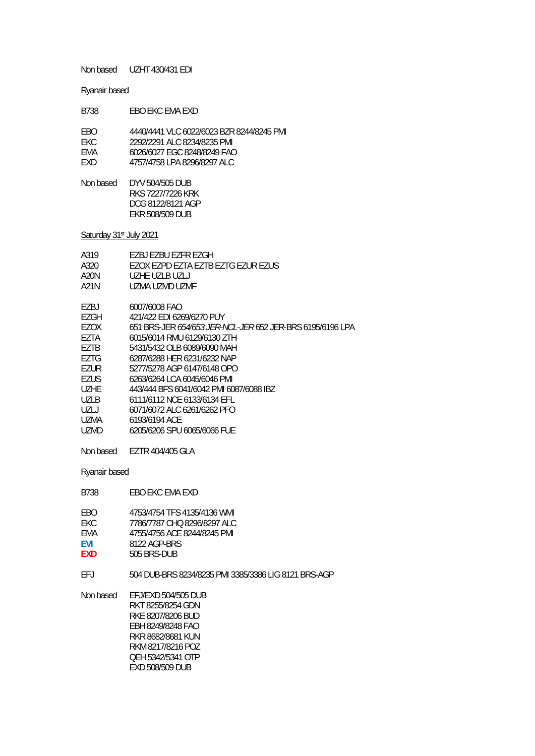Non based UZHT 430/431 EDI

Ryanair based

| | |
|---|---|
| B738 | EBO EKC EMA EXD |
| | |
| EBO | 4440/4441 VLC 6022/6023 BZR 8244/8245 PMI |
| EKC | 2292/2291 ALC 8234/8235 PMI |
| EMA | 6026/6027 EGC 8248/8249 FAO |
| EXD | 4757/4758 LPA 8296/8297 ALC |

Non based DYV 504/505 DUB
RKS 7227/7226 KRK
DCG 8122/8121 AGP
EKR 508/509 DUB

Saturday 31st July 2021

| | |
|---|---|
| A319 | EZBJ EZBU EZFR EZGH |
| A320 | EZOX EZPD EZTA EZTB EZTG EZUR EZUS |
| A20N | UZHE UZLB UZLJ |
| A21N | UZMA UZMD UZMF |
| | |
| EZBJ | 6007/6008 FAO |
| EZGH | 421/422 EDI 6269/6270 PUY |
| EZOX | 651 BRS-JER *654/653 JER-NCL-JER* 652 JER-BRS 6195/6196 LPA |
| EZTA | 6015/6014 RMU 6129/6130 ZTH |
| EZTB | 5431/5432 OLB 6089/6090 MAH |
| EZTG | 6287/6288 HER 6231/6232 NAP |
| EZUR | 5277/5278 AGP 6147/6148 OPO |
| EZUS | 6263/6264 LCA 6045/6046 PMI |
| UZHE | 443/444 BFS 6041/6042 PMI 6087/6088 IBZ |
| UZLB | 6111/6112 NCE 6133/6134 EFL |
| UZLJ | 6071/6072 ALC 6261/6262 PFO |
| UZMA | 6193/6194 ACE |
| UZMD | 6205/6206 SPU 6065/6066 FUE |

Non based EZTR 404/405 GLA

Ryanair based

| | |
|---|---|
| B738 | EBO EKC EMA EXD |
| | |
| EBO | 4753/4754 TFS 4135/4136 WMI |
| EKC | 7786/7787 CHQ 8296/8297 ALC |
| EMA | 4755/4756 ACE 8244/8245 PMI |
| **EVI** | 8122 AGP-BRS |
| **EXD** | 505 BRS-DUB |
| | |
| EFJ | 504 DUB-BRS 8234/8235 PMI 3385/3386 LIG 8121 BRS-AGP |

Non based EFJ/EXD 504/505 DUB
RKT 8255/8254 GDN
RKE 8207/8206 BUD
EBH 8249/8248 FAO
RKR 8682/8681 KUN
RKM 8217/8216 POZ
QEH 5342/5341 OTP
EXD 508/509 DUB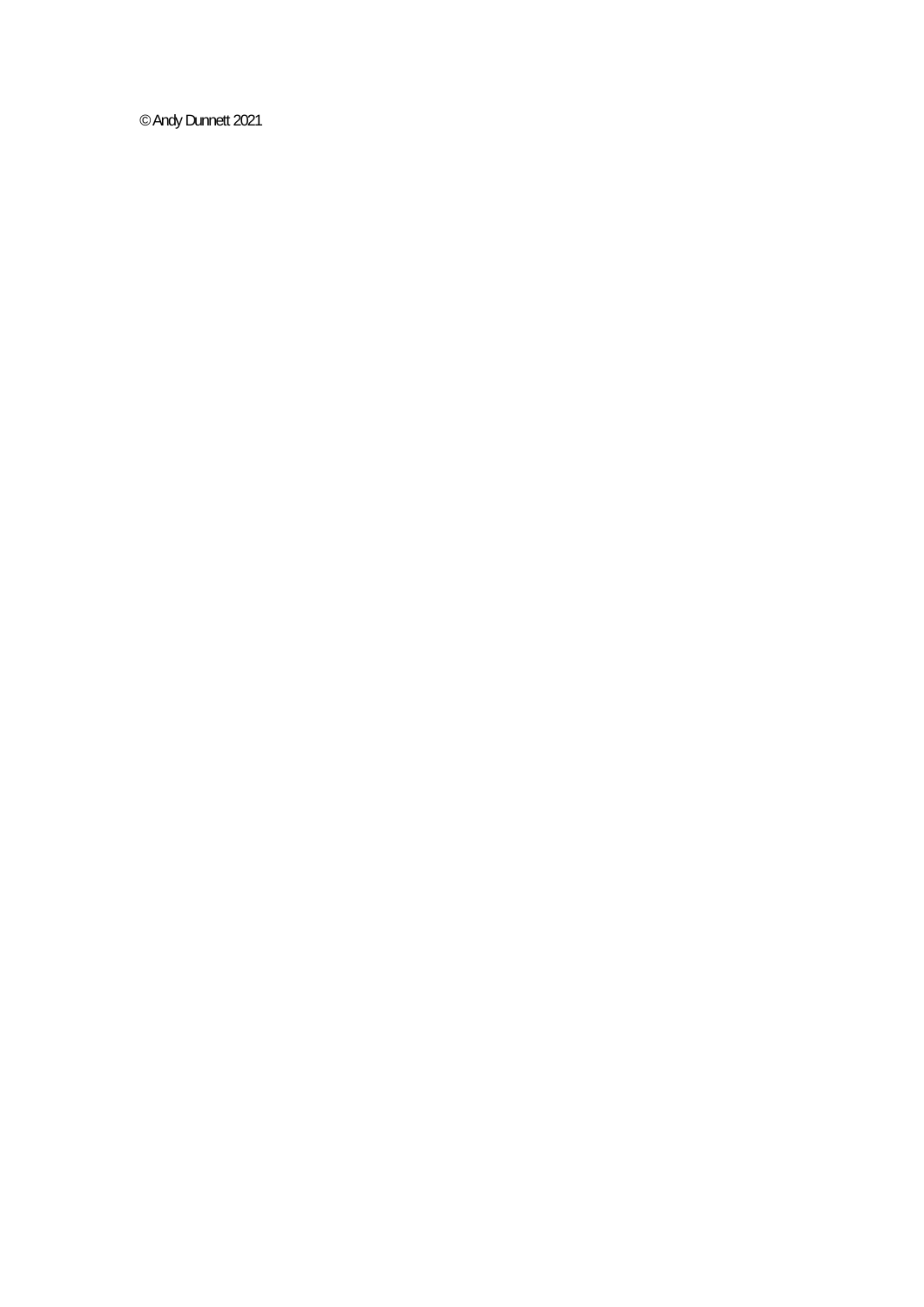© Andy Dunnett 2021